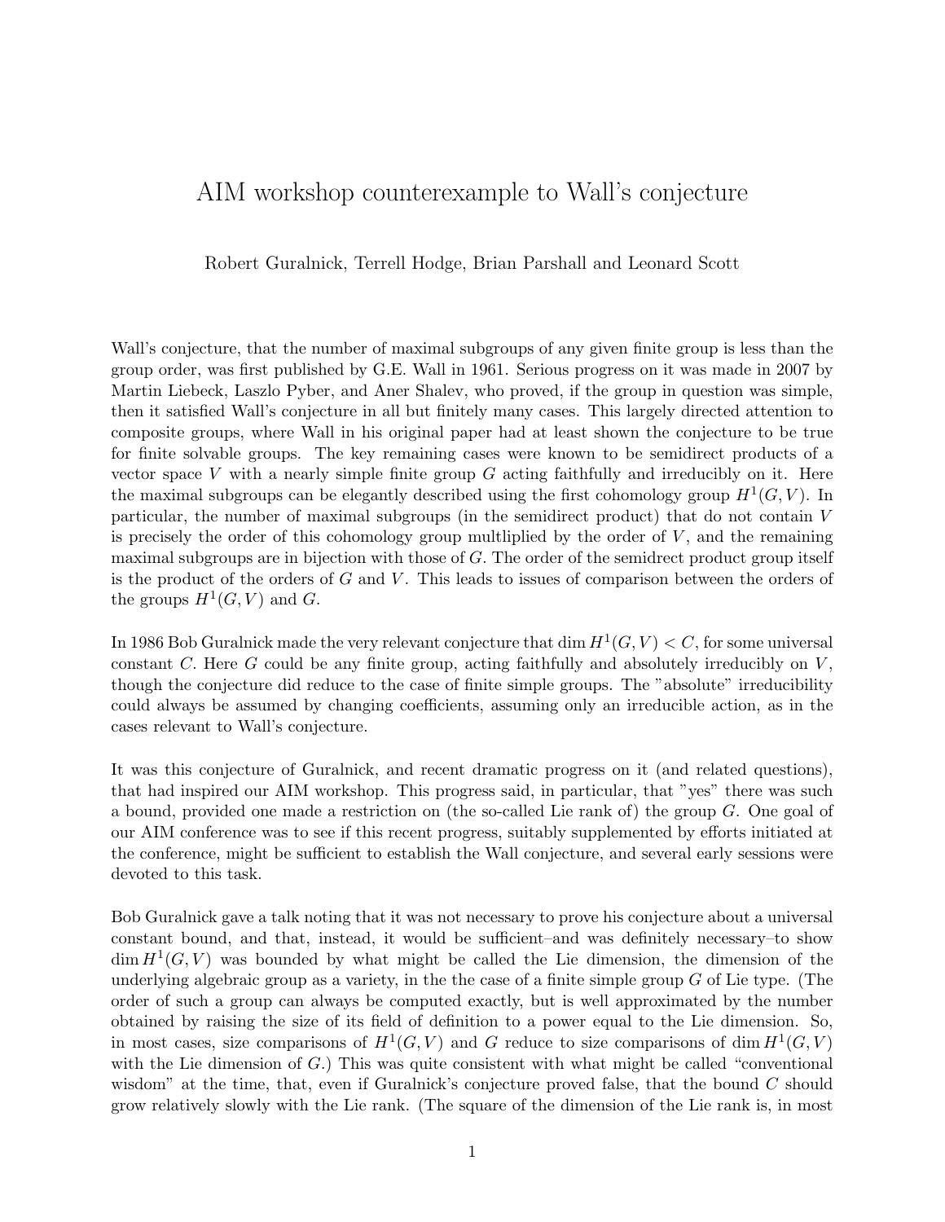// 
# AIM workshop counterexample to Wall's conjecture

Robert Guralnick, Terrell Hodge, Brian Parshall and Leonard Scott

Wall's conjecture, that the number of maximal subgroups of any given finite group is less than the group order, was first published by G.E. Wall in 1961. Serious progress on it was made in 2007 by Martin Liebeck, Laszlo Pyber, and Aner Shalev, who proved, if the group in question was simple, then it satisfied Wall's conjecture in all but finitely many cases. This largely directed attention to composite groups, where Wall in his original paper had at least shown the conjecture to be true for finite solvable groups. The key remaining cases were known to be semidirect products of a vector space $V$ with a nearly simple finite group $G$ acting faithfully and irreducibly on it. Here the maximal subgroups can be elegantly described using the first cohomology group $H^1(G, V)$. In particular, the number of maximal subgroups (in the semidirect product) that do not contain $V$ is precisely the order of this cohomology group multliplied by the order of $V$, and the remaining maximal subgroups are in bijection with those of $G$. The order of the semidirect product group itself is the product of the orders of $G$ and $V$. This leads to issues of comparison between the orders of the groups $H^1(G, V)$ and $G$.

In 1986 Bob Guralnick made the very relevant conjecture that $\dim H^1(G, V) < C$, for some universal constant $C$. Here $G$ could be any finite group, acting faithfully and absolutely irreducibly on $V$, though the conjecture did reduce to the case of finite simple groups. The "absolute" irreducibility could always be assumed by changing coefficients, assuming only an irreducible action, as in the cases relevant to Wall's conjecture.

It was this conjecture of Guralnick, and recent dramatic progress on it (and related questions), that had inspired our AIM workshop. This progress said, in particular, that "yes" there was such a bound, provided one made a restriction on (the so-called Lie rank of) the group $G$. One goal of our AIM conference was to see if this recent progress, suitably supplemented by efforts initiated at the conference, might be sufficient to establish the Wall conjecture, and several early sessions were devoted to this task.

Bob Guralnick gave a talk noting that it was not necessary to prove his conjecture about a universal constant bound, and that, instead, it would be sufficient–and was definitely necessary–to show $\dim H^1(G, V)$ was bounded by what might be called the Lie dimension, the dimension of the underlying algebraic group as a variety, in the the case of a finite simple group $G$ of Lie type. (The order of such a group can always be computed exactly, but is well approximated by the number obtained by raising the size of its field of definition to a power equal to the Lie dimension. So, in most cases, size comparisons of $H^1(G, V)$ and $G$ reduce to size comparisons of $\dim H^1(G, V)$ with the Lie dimension of $G$.) This was quite consistent with what might be called "conventional wisdom" at the time, that, even if Guralnick's conjecture proved false, that the bound $C$ should grow relatively slowly with the Lie rank. (The square of the dimension of the Lie rank is, in most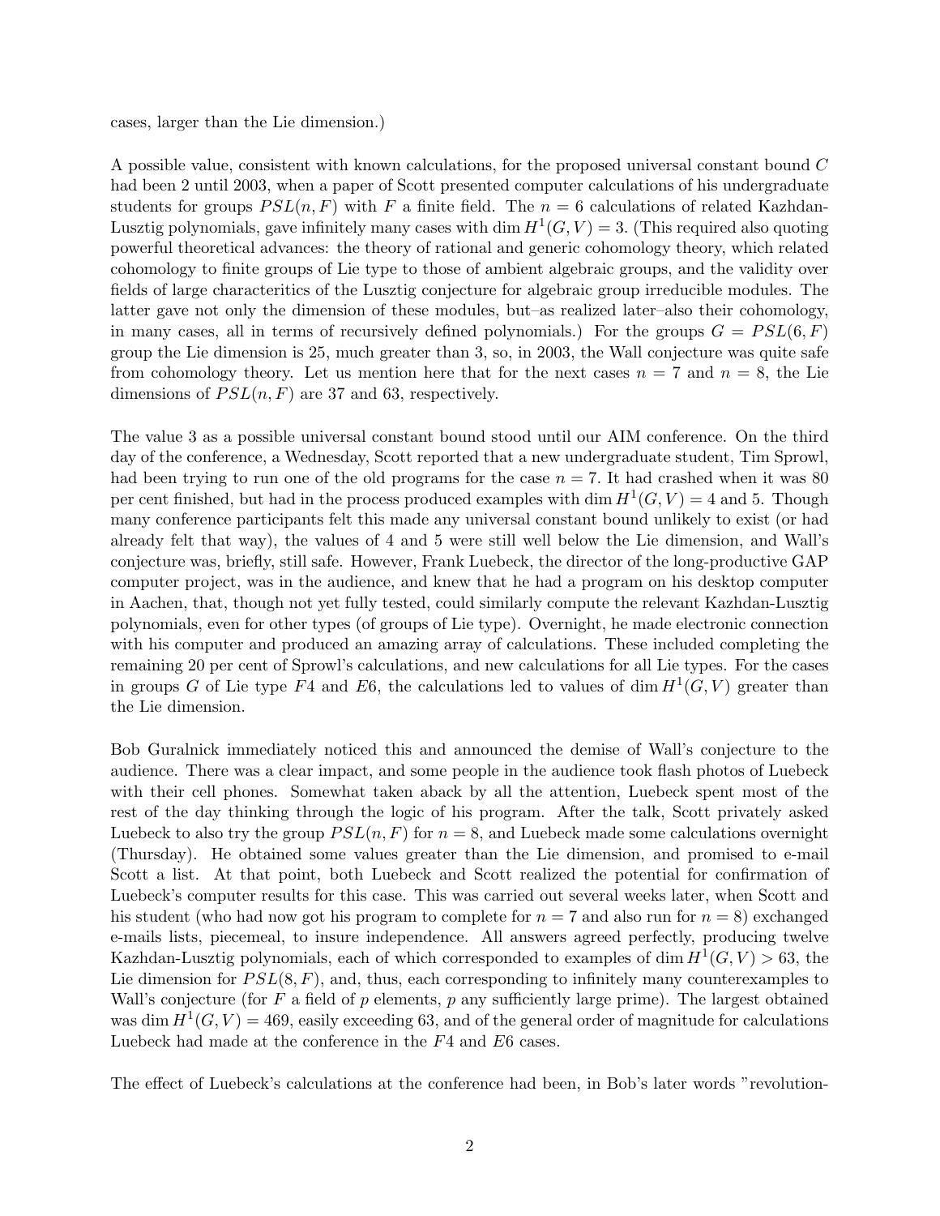cases, larger than the Lie dimension.)

A possible value, consistent with known calculations, for the proposed universal constant bound $C$ had been 2 until 2003, when a paper of Scott presented computer calculations of his undergraduate students for groups $PSL(n, F)$ with $F$ a finite field. The $n = 6$ calculations of related Kazhdan-Lusztig polynomials, gave infinitely many cases with $\dim H^1(G, V) = 3$. (This required also quoting powerful theoretical advances: the theory of rational and generic cohomology theory, which related cohomology to finite groups of Lie type to those of ambient algebraic groups, and the validity over fields of large characteritics of the Lusztig conjecture for algebraic group irreducible modules. The latter gave not only the dimension of these modules, but–as realized later–also their cohomology, in many cases, all in terms of recursively defined polynomials.) For the groups $G = PSL(6, F)$ group the Lie dimension is 25, much greater than 3, so, in 2003, the Wall conjecture was quite safe from cohomology theory. Let us mention here that for the next cases $n = 7$ and $n = 8$, the Lie dimensions of $PSL(n, F)$ are 37 and 63, respectively.

The value 3 as a possible universal constant bound stood until our AIM conference. On the third day of the conference, a Wednesday, Scott reported that a new undergraduate student, Tim Sprowl, had been trying to run one of the old programs for the case $n = 7$. It had crashed when it was 80 per cent finished, but had in the process produced examples with $\dim H^1(G, V) = 4$ and 5. Though many conference participants felt this made any universal constant bound unlikely to exist (or had already felt that way), the values of 4 and 5 were still well below the Lie dimension, and Wall's conjecture was, briefly, still safe. However, Frank Luebeck, the director of the long-productive GAP computer project, was in the audience, and knew that he had a program on his desktop computer in Aachen, that, though not yet fully tested, could similarly compute the relevant Kazhdan-Lusztig polynomials, even for other types (of groups of Lie type). Overnight, he made electronic connection with his computer and produced an amazing array of calculations. These included completing the remaining 20 per cent of Sprowl's calculations, and new calculations for all Lie types. For the cases in groups $G$ of Lie type $F4$ and $E6$, the calculations led to values of $\dim H^1(G, V)$ greater than the Lie dimension.

Bob Guralnick immediately noticed this and announced the demise of Wall's conjecture to the audience. There was a clear impact, and some people in the audience took flash photos of Luebeck with their cell phones. Somewhat taken aback by all the attention, Luebeck spent most of the rest of the day thinking through the logic of his program. After the talk, Scott privately asked Luebeck to also try the group $PSL(n, F)$ for $n = 8$, and Luebeck made some calculations overnight (Thursday). He obtained some values greater than the Lie dimension, and promised to e-mail Scott a list. At that point, both Luebeck and Scott realized the potential for confirmation of Luebeck's computer results for this case. This was carried out several weeks later, when Scott and his student (who had now got his program to complete for $n = 7$ and also run for $n = 8$) exchanged e-mails lists, piecemeal, to insure independence. All answers agreed perfectly, producing twelve Kazhdan-Lusztig polynomials, each of which corresponded to examples of $\dim H^1(G, V) > 63$, the Lie dimension for $PSL(8, F)$, and, thus, each corresponding to infinitely many counterexamples to Wall's conjecture (for $F$ a field of $p$ elements, $p$ any sufficiently large prime). The largest obtained was $\dim H^1(G, V) = 469$, easily exceeding 63, and of the general order of magnitude for calculations Luebeck had made at the conference in the $F4$ and $E6$ cases.

The effect of Luebeck's calculations at the conference had been, in Bob's later words "revolution-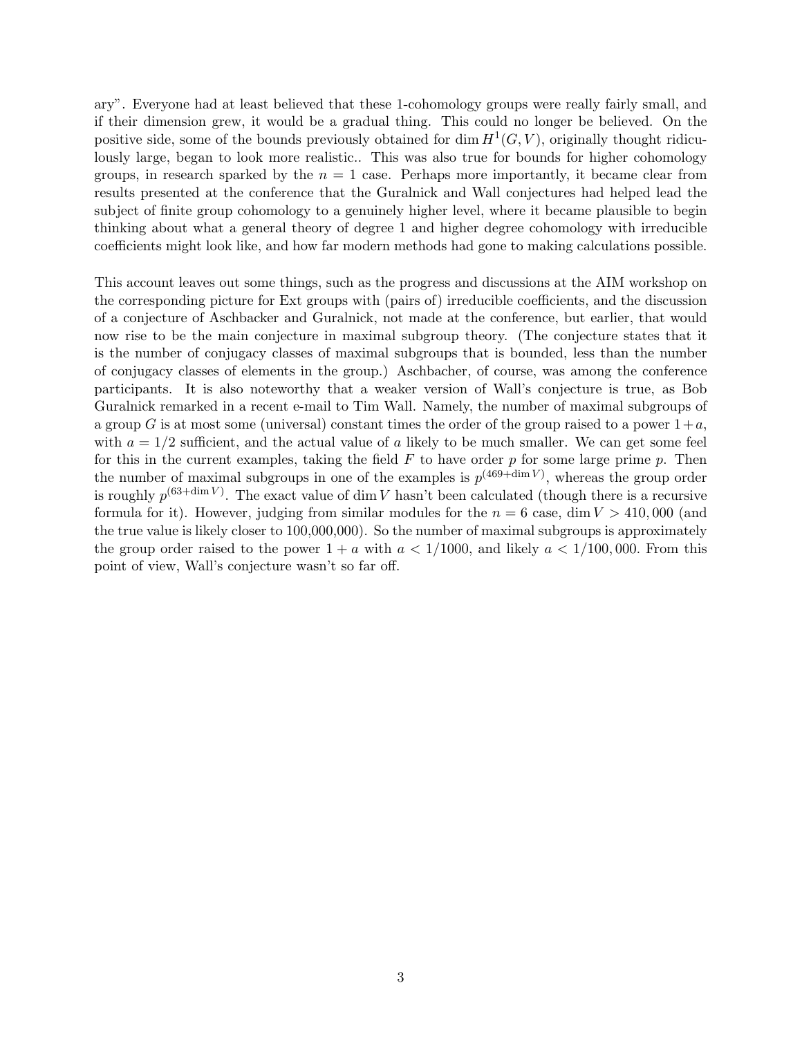ary". Everyone had at least believed that these 1-cohomology groups were really fairly small, and if their dimension grew, it would be a gradual thing. This could no longer be believed. On the positive side, some of the bounds previously obtained for $\dim H^1(G, V)$, originally thought ridiculously large, began to look more realistic.. This was also true for bounds for higher cohomology groups, in research sparked by the $n = 1$ case. Perhaps more importantly, it became clear from results presented at the conference that the Guralnick and Wall conjectures had helped lead the subject of finite group cohomology to a genuinely higher level, where it became plausible to begin thinking about what a general theory of degree 1 and higher degree cohomology with irreducible coefficients might look like, and how far modern methods had gone to making calculations possible.

This account leaves out some things, such as the progress and discussions at the AIM workshop on the corresponding picture for Ext groups with (pairs of) irreducible coefficients, and the discussion of a conjecture of Aschbacker and Guralnick, not made at the conference, but earlier, that would now rise to be the main conjecture in maximal subgroup theory. (The conjecture states that it is the number of conjugacy classes of maximal subgroups that is bounded, less than the number of conjugacy classes of elements in the group.) Aschbacher, of course, was among the conference participants. It is also noteworthy that a weaker version of Wall's conjecture is true, as Bob Guralnick remarked in a recent e-mail to Tim Wall. Namely, the number of maximal subgroups of a group $G$ is at most some (universal) constant times the order of the group raised to a power $1+a$, with $a = 1/2$ sufficient, and the actual value of $a$ likely to be much smaller. We can get some feel for this in the current examples, taking the field $F$ to have order $p$ for some large prime $p$. Then the number of maximal subgroups in one of the examples is $p^{(469+\dim V)}$, whereas the group order is roughly $p^{(63+\dim V)}$. The exact value of $\dim V$ hasn't been calculated (though there is a recursive formula for it). However, judging from similar modules for the $n = 6$ case, $\dim V > 410,000$ (and the true value is likely closer to 100,000,000). So the number of maximal subgroups is approximately the group order raised to the power $1 + a$ with $a < 1/1000$, and likely $a < 1/100,000$. From this point of view, Wall's conjecture wasn't so far off.